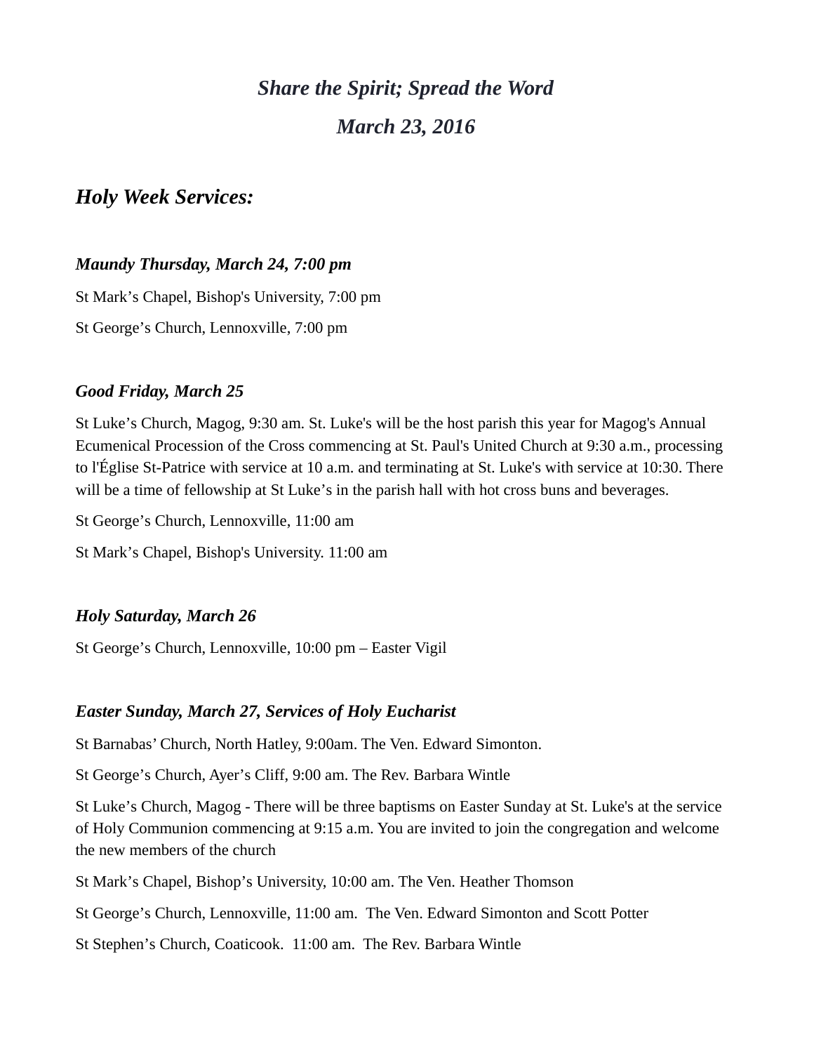# *Share the Spirit; Spread the Word*

## *March 23, 2016*

## *Holy Week Services:*

### *Maundy Thursday, March 24, 7:00 pm*

St Mark’s Chapel, Bishop's University, 7:00 pm

St George’s Church, Lennoxville, 7:00 pm

### *Good Friday, March 25*

St Luke’s Church, Magog, 9:30 am. St. Luke's will be the host parish this year for Magog's Annual Ecumenical Procession of the Cross commencing at St. Paul's United Church at 9:30 a.m., processing to l'Église St-Patrice with service at 10 a.m. and terminating at St. Luke's with service at 10:30. There will be a time of fellowship at St Luke’s in the parish hall with hot cross buns and beverages.

St George’s Church, Lennoxville, 11:00 am

St Mark’s Chapel, Bishop's University. 11:00 am

### *Holy Saturday, March 26*

St George’s Church, Lennoxville, 10:00 pm – Easter Vigil

### *Easter Sunday, March 27, Services of Holy Eucharist*

St Barnabas’ Church, North Hatley, 9:00am. The Ven. Edward Simonton.

St George’s Church, Ayer’s Cliff, 9:00 am. The Rev. Barbara Wintle

St Luke’s Church, Magog - There will be three baptisms on Easter Sunday at St. Luke's at the service of Holy Communion commencing at 9:15 a.m. You are invited to join the congregation and welcome the new members of the church

St Mark’s Chapel, Bishop’s University, 10:00 am. The Ven. Heather Thomson

St George’s Church, Lennoxville, 11:00 am. The Ven. Edward Simonton and Scott Potter

St Stephen’s Church, Coaticook. 11:00 am. The Rev. Barbara Wintle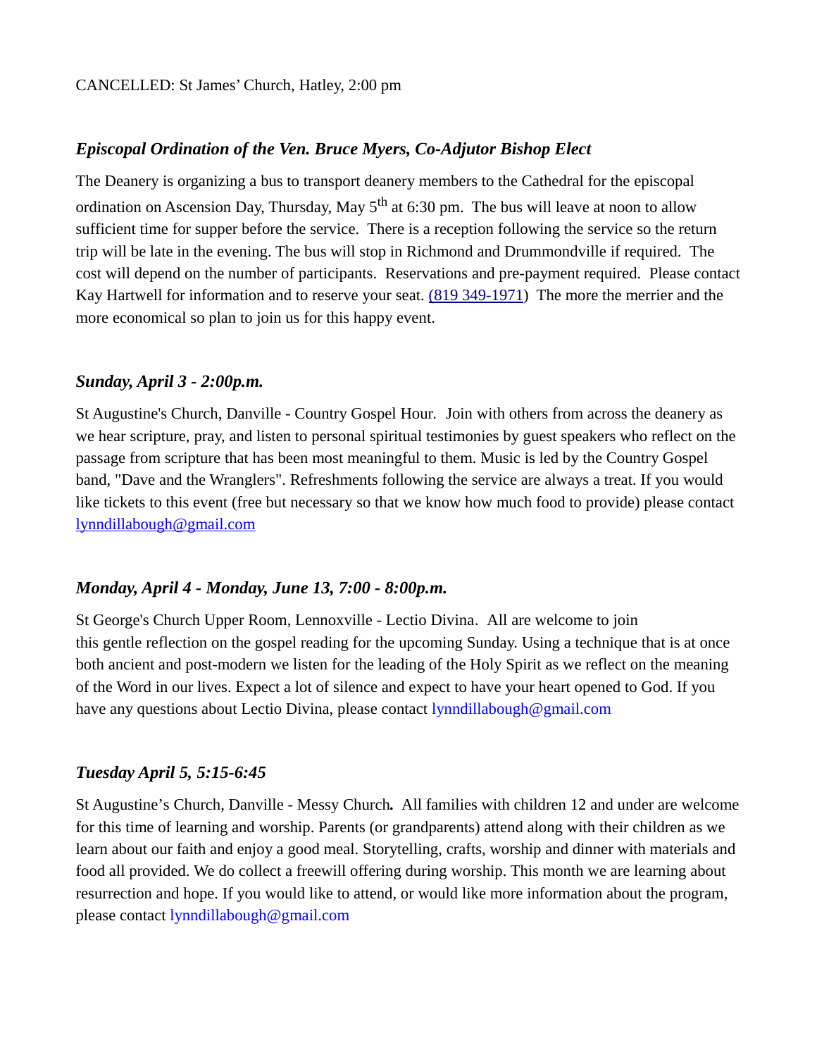CANCELLED: St James' Church, Hatley, 2:00 pm

### *Episcopal Ordination of the Ven. Bruce Myers, Co-Adjutor Bishop Elect*

The Deanery is organizing a bus to transport deanery members to the Cathedral for the episcopal ordination on Ascension Day, Thursday, May 5th at 6:30 pm. The bus will leave at noon to allow sufficient time for supper before the service. There is a reception following the service so the return trip will be late in the evening. The bus will stop in Richmond and Drummondville if required. The cost will depend on the number of participants. Reservations and pre-payment required. Please contact Kay Hartwell for information and to reserve your seat. (819 349-1971) The more the merrier and the more economical so plan to join us for this happy event.

### *Sunday, April 3 - 2:00p.m.*

St Augustine's Church, Danville - Country Gospel Hour. Join with others from across the deanery as we hear scripture, pray, and listen to personal spiritual testimonies by guest speakers who reflect on the passage from scripture that has been most meaningful to them. Music is led by the Country Gospel band, "Dave and the Wranglers". Refreshments following the service are always a treat. If you would like tickets to this event (free but necessary so that we know how much food to provide) please contact lynndillabough@gmail.com

### *Monday, April 4 - Monday, June 13, 7:00 - 8:00p.m.*

St George's Church Upper Room, Lennoxville - Lectio Divina. All are welcome to join this gentle reflection on the gospel reading for the upcoming Sunday. Using a technique that is at once both ancient and post-modern we listen for the leading of the Holy Spirit as we reflect on the meaning of the Word in our lives. Expect a lot of silence and expect to have your heart opened to God. If you have any questions about Lectio Divina, please contact lynndillabough@gmail.com

### *Tuesday April 5, 5:15-6:45*

St Augustine's Church, Danville - Messy Church**.** All families with children 12 and under are welcome for this time of learning and worship. Parents (or grandparents) attend along with their children as we learn about our faith and enjoy a good meal. Storytelling, crafts, worship and dinner with materials and food all provided. We do collect a freewill offering during worship. This month we are learning about resurrection and hope. If you would like to attend, or would like more information about the program, please contact lynndillabough@gmail.com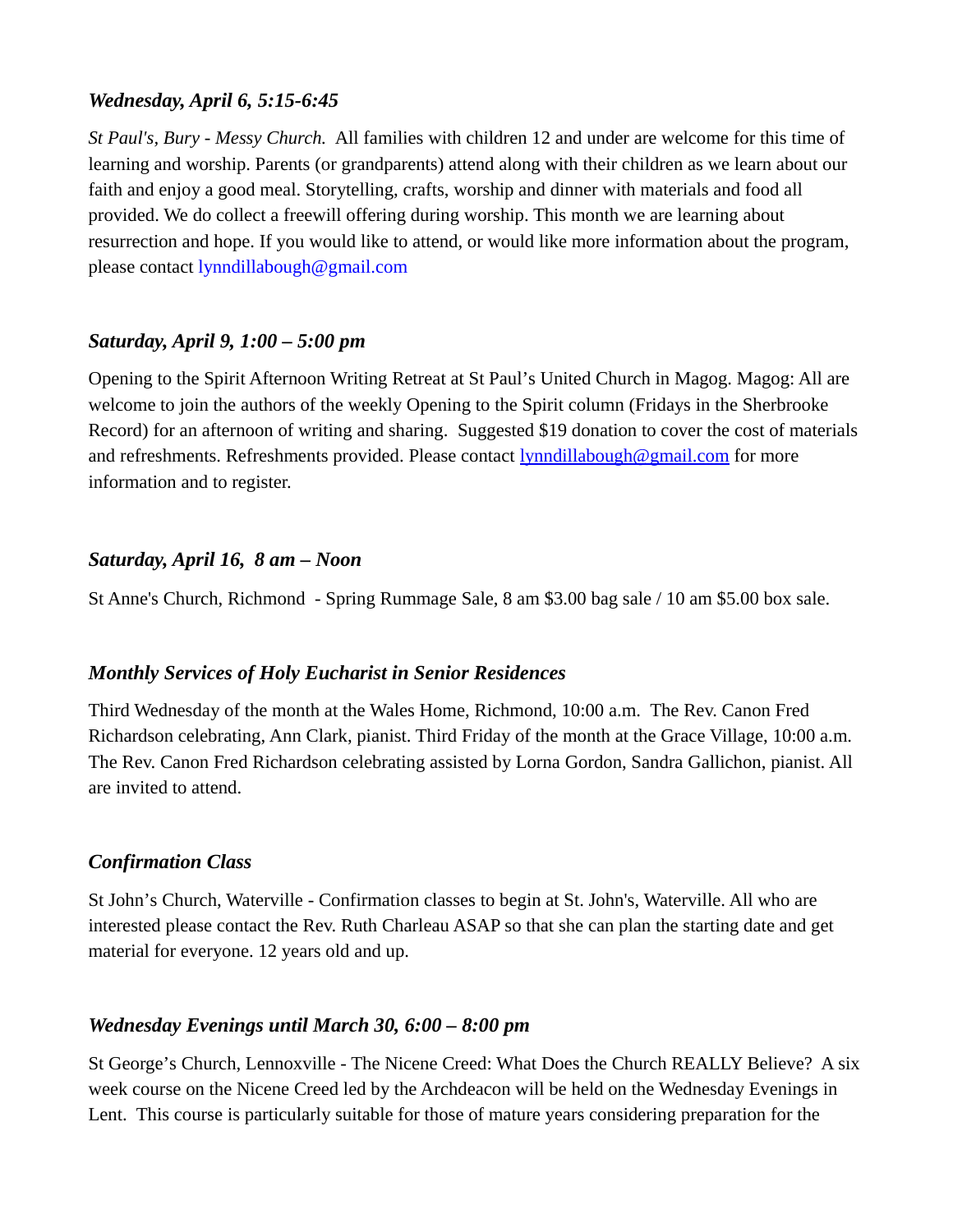### *Wednesday, April 6, 5:15-6:45*

*St Paul's, Bury - Messy Church.* All families with children 12 and under are welcome for this time of learning and worship. Parents (or grandparents) attend along with their children as we learn about our faith and enjoy a good meal. Storytelling, crafts, worship and dinner with materials and food all provided. We do collect a freewill offering during worship. This month we are learning about resurrection and hope. If you would like to attend, or would like more information about the program, please contact lynndillabough@gmail.com

### *Saturday, April 9, 1:00 – 5:00 pm*

Opening to the Spirit Afternoon Writing Retreat at St Paul's United Church in Magog. Magog: All are welcome to join the authors of the weekly Opening to the Spirit column (Fridays in the Sherbrooke Record) for an afternoon of writing and sharing. Suggested $19 donation to cover the cost of materials and refreshments. Refreshments provided. Please contact lynndillabough@gmail.com for more information and to register.

### *Saturday, April 16, 8 am – Noon*

St Anne's Church, Richmond - Spring Rummage Sale, 8 am $3.00 bag sale / 10 am $5.00 box sale.

### *Monthly Services of Holy Eucharist in Senior Residences*

Third Wednesday of the month at the Wales Home, Richmond, 10:00 a.m. The Rev. Canon Fred Richardson celebrating, Ann Clark, pianist. Third Friday of the month at the Grace Village, 10:00 a.m. The Rev. Canon Fred Richardson celebrating assisted by Lorna Gordon, Sandra Gallichon, pianist. All are invited to attend.

### *Confirmation Class*

St John's Church, Waterville - Confirmation classes to begin at St. John's, Waterville. All who are interested please contact the Rev. Ruth Charleau ASAP so that she can plan the starting date and get material for everyone. 12 years old and up.

### *Wednesday Evenings until March 30, 6:00 – 8:00 pm*

St George's Church, Lennoxville - The Nicene Creed: What Does the Church REALLY Believe? A six week course on the Nicene Creed led by the Archdeacon will be held on the Wednesday Evenings in Lent. This course is particularly suitable for those of mature years considering preparation for the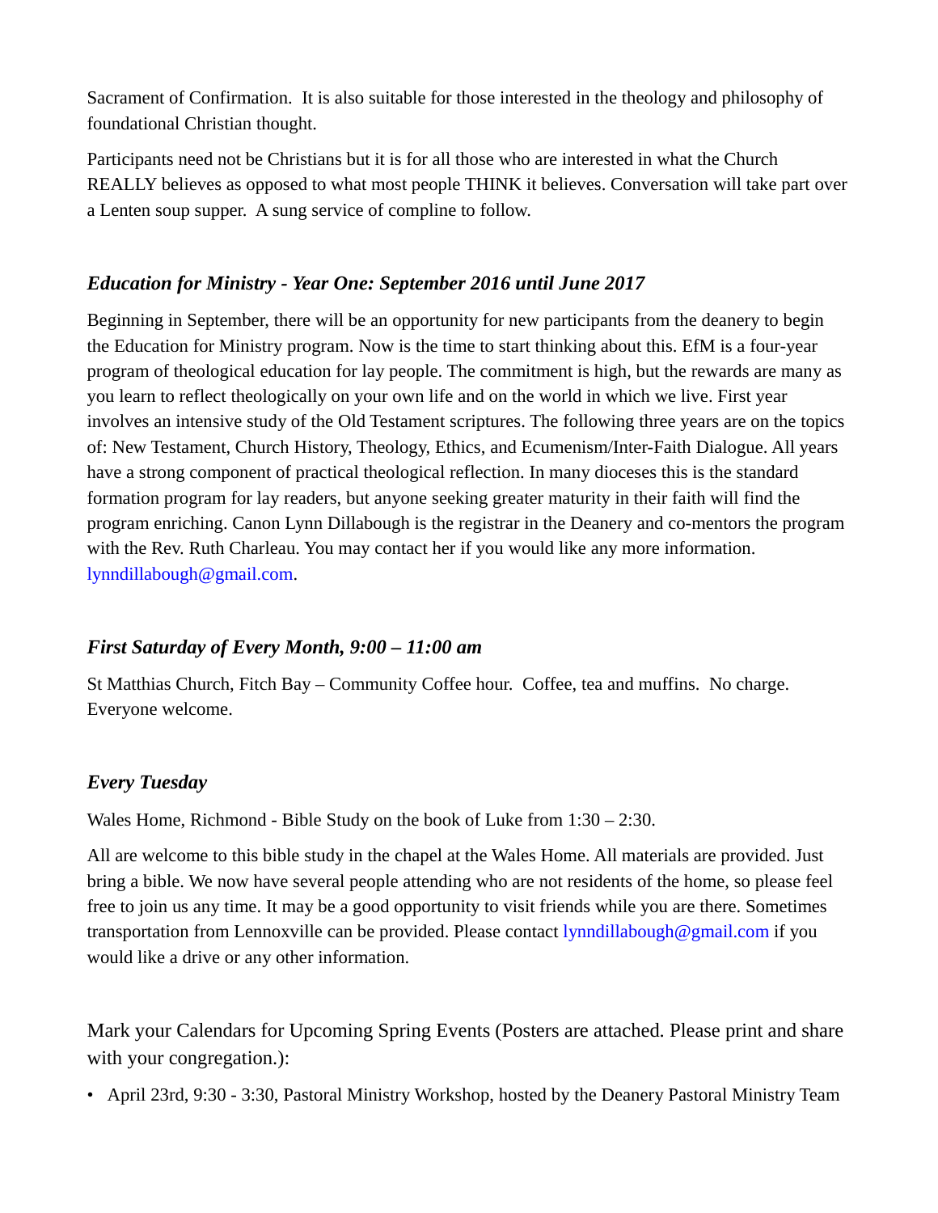Sacrament of Confirmation. It is also suitable for those interested in the theology and philosophy of foundational Christian thought.

Participants need not be Christians but it is for all those who are interested in what the Church REALLY believes as opposed to what most people THINK it believes. Conversation will take part over a Lenten soup supper. A sung service of compline to follow.

### *Education for Ministry - Year One: September 2016 until June 2017*

Beginning in September, there will be an opportunity for new participants from the deanery to begin the Education for Ministry program. Now is the time to start thinking about this. EfM is a four-year program of theological education for lay people. The commitment is high, but the rewards are many as you learn to reflect theologically on your own life and on the world in which we live. First year involves an intensive study of the Old Testament scriptures. The following three years are on the topics of: New Testament, Church History, Theology, Ethics, and Ecumenism/Inter-Faith Dialogue. All years have a strong component of practical theological reflection. In many dioceses this is the standard formation program for lay readers, but anyone seeking greater maturity in their faith will find the program enriching. Canon Lynn Dillabough is the registrar in the Deanery and co-mentors the program with the Rev. Ruth Charleau. You may contact her if you would like any more information. lynndillabough@gmail.com.

### *First Saturday of Every Month, 9:00 – 11:00 am*

St Matthias Church, Fitch Bay – Community Coffee hour. Coffee, tea and muffins. No charge. Everyone welcome.

### *Every Tuesday*

Wales Home, Richmond - Bible Study on the book of Luke from 1:30 – 2:30.

All are welcome to this bible study in the chapel at the Wales Home. All materials are provided. Just bring a bible. We now have several people attending who are not residents of the home, so please feel free to join us any time. It may be a good opportunity to visit friends while you are there. Sometimes transportation from Lennoxville can be provided. Please contact lynndillabough@gmail.com if you would like a drive or any other information.

Mark your Calendars for Upcoming Spring Events (Posters are attached. Please print and share with your congregation.):

- April 23rd, 9:30 - 3:30, Pastoral Ministry Workshop, hosted by the Deanery Pastoral Ministry Team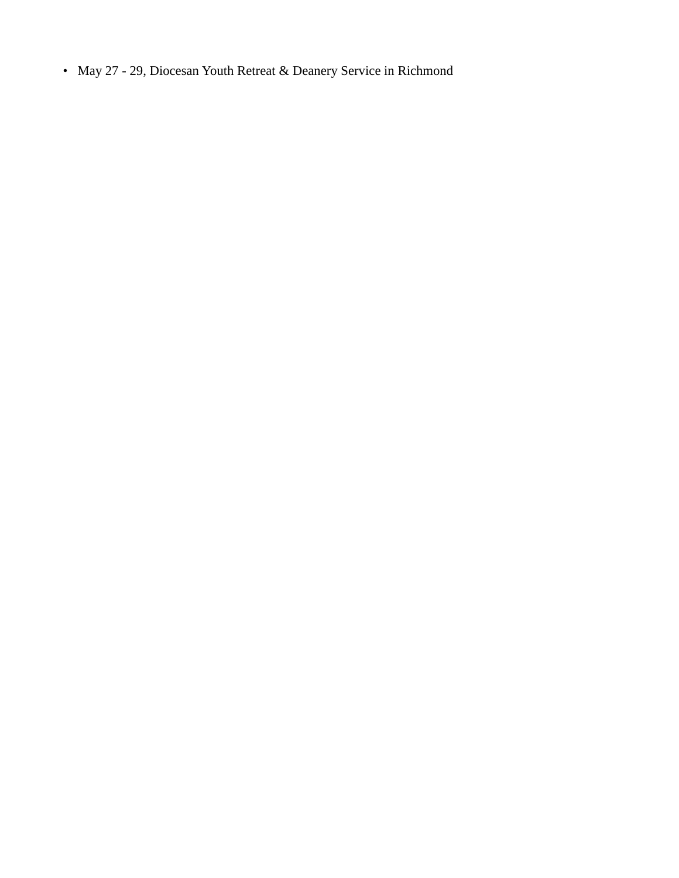- May 27 - 29, Diocesan Youth Retreat & Deanery Service in Richmond